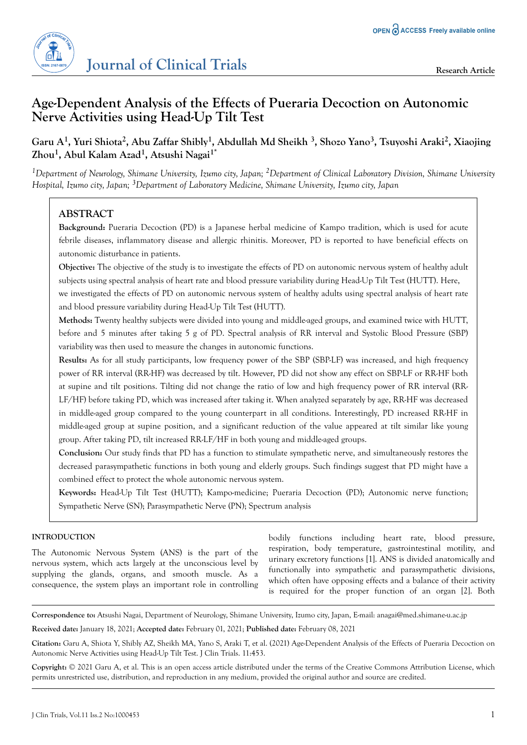# Age-Dependent Analysis of the Effects of Pueraria Decoction on Autonomic Nerve Activities using Head-Up Tilt Test

**Garu A[1], Yuri Shiota[2], Abu Zaffar Shibly[1], Abdullah Md Sheikh [3], Shozo Yano[3], Tsuyoshi Araki[2], Xiaojing Zhou[1], Abul Kalam Azad[1], Atsushi Nagai[1*]**

*[1]Department of Neurology, Shimane University, Izumo city, Japan; [2]Department of Clinical Laboratory Division, Shimane University Hospital, Izumo city, Japan; [3]Department of Laboratory Medicine, Shimane University, Izumo city, Japan*

## ABSTRACT

**Background:** Pueraria Decoction (PD) is a Japanese herbal medicine of Kampo tradition, which is used for acute febrile diseases, inflammatory disease and allergic rhinitis. Moreover, PD is reported to have beneficial effects on autonomic disturbance in patients.

**Objective:** The objective of the study is to investigate the effects of PD on autonomic nervous system of healthy adult subjects using spectral analysis of heart rate and blood pressure variability during Head-Up Tilt Test (HUTT). Here, we investigated the effects of PD on autonomic nervous system of healthy adults using spectral analysis of heart rate and blood pressure variability during Head-Up Tilt Test (HUTT).

**Methods:** Twenty healthy subjects were divided into young and middle-aged groups, and examined twice with HUTT, before and 5 minutes after taking 5 g of PD. Spectral analysis of RR interval and Systolic Blood Pressure (SBP) variability was then used to measure the changes in autonomic functions.

**Results:** As for all study participants, low frequency power of the SBP (SBP-LF) was increased, and high frequency power of RR interval (RR-HF) was decreased by tilt. However, PD did not show any effect on SBP-LF or RR-HF both at supine and tilt positions. Tilting did not change the ratio of low and high frequency power of RR interval (RR-LF/HF) before taking PD, which was increased after taking it. When analyzed separately by age, RR-HF was decreased in middle-aged group compared to the young counterpart in all conditions. Interestingly, PD increased RR-HF in middle-aged group at supine position, and a significant reduction of the value appeared at tilt similar like young group. After taking PD, tilt increased RR-LF/HF in both young and middle-aged groups.

**Conclusion:** Our study finds that PD has a function to stimulate sympathetic nerve, and simultaneously restores the decreased parasympathetic functions in both young and elderly groups. Such findings suggest that PD might have a combined effect to protect the whole autonomic nervous system.

**Keywords:** Head-Up Tilt Test (HUTT); Kampo-medicine; Pueraria Decoction (PD); Autonomic nerve function; Sympathetic Nerve (SN); Parasympathetic Nerve (PN); Spectrum analysis

## INTRODUCTION

The Autonomic Nervous System (ANS) is the part of the nervous system, which acts largely at the unconscious level by supplying the glands, organs, and smooth muscle. As a consequence, the system plays an important role in controlling bodily functions including heart rate, blood pressure, respiration, body temperature, gastrointestinal motility, and urinary excretory functions [1]. ANS is divided anatomically and functionally into sympathetic and parasympathetic divisions, which often have opposing effects and a balance of their activity is required for the proper function of an organ [2]. Both

---

**Correspondence to:** Atsushi Nagai, Department of Neurology, Shimane University, Izumo city, Japan, E-mail: anagai@med.shimane-u.ac.jp

**Received date:** January 18, 2021; **Accepted date:** February 01, 2021; **Published date:** February 08, 2021

**Citation:** Garu A, Shiota Y, Shibly AZ, Sheikh MA, Yano S, Araki T, et al. (2021) Age-Dependent Analysis of the Effects of Pueraria Decoction on Autonomic Nerve Activities using Head-Up Tilt Test. J Clin Trials. 11:453.

**Copyright:** © 2021 Garu A, et al. This is an open access article distributed under the terms of the Creative Commons Attribution License, which permits unrestricted use, distribution, and reproduction in any medium, provided the original author and source are credited.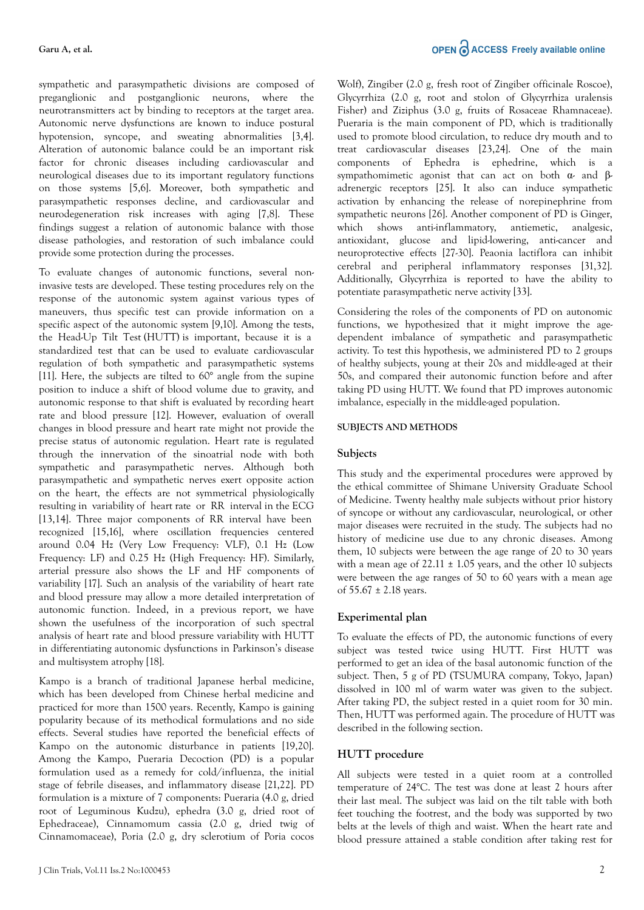sympathetic and parasympathetic divisions are composed of preganglionic and postganglionic neurons, where the neurotransmitters act by binding to receptors at the target area. Autonomic nerve dysfunctions are known to induce postural hypotension, syncope, and sweating abnormalities [3,4]. Alteration of autonomic balance could be an important risk factor for chronic diseases including cardiovascular and neurological diseases due to its important regulatory functions on those systems [5,6]. Moreover, both sympathetic and parasympathetic responses decline, and cardiovascular and neurodegeneration risk increases with aging [7,8]. These findings suggest a relation of autonomic balance with those disease pathologies, and restoration of such imbalance could provide some protection during the processes.

To evaluate changes of autonomic functions, several non-invasive tests are developed. These testing procedures rely on the response of the autonomic system against various types of maneuvers, thus specific test can provide information on a specific aspect of the autonomic system [9,10]. Among the tests, the Head-Up Tilt Test (HUTT) is important, because it is a standardized test that can be used to evaluate cardiovascular regulation of both sympathetic and parasympathetic systems [11]. Here, the subjects are tilted to 60° angle from the supine position to induce a shift of blood volume due to gravity, and autonomic response to that shift is evaluated by recording heart rate and blood pressure [12]. However, evaluation of overall changes in blood pressure and heart rate might not provide the precise status of autonomic regulation. Heart rate is regulated through the innervation of the sinoatrial node with both sympathetic and parasympathetic nerves. Although both parasympathetic and sympathetic nerves exert opposite action on the heart, the effects are not symmetrical physiologically resulting in variability of heart rate or RR interval in the ECG [13,14]. Three major components of RR interval have been recognized [15,16], where oscillation frequencies centered around 0.04 Hz (Very Low Frequency: VLF), 0.1 Hz (Low Frequency: LF) and 0.25 Hz (High Frequency: HF). Similarly, arterial pressure also shows the LF and HF components of variability [17]. Such an analysis of the variability of heart rate and blood pressure may allow a more detailed interpretation of autonomic function. Indeed, in a previous report, we have shown the usefulness of the incorporation of such spectral analysis of heart rate and blood pressure variability with HUTT in differentiating autonomic dysfunctions in Parkinson's disease and multisystem atrophy [18].

Kampo is a branch of traditional Japanese herbal medicine, which has been developed from Chinese herbal medicine and practiced for more than 1500 years. Recently, Kampo is gaining popularity because of its methodical formulations and no side effects. Several studies have reported the beneficial effects of Kampo on the autonomic disturbance in patients [19,20]. Among the Kampo, Pueraria Decoction (PD) is a popular formulation used as a remedy for cold/influenza, the initial stage of febrile diseases, and inflammatory disease [21,22]. PD formulation is a mixture of 7 components: Pueraria (4.0 g, dried root of Leguminous Kudzu), ephedra (3.0 g, dried root of Ephedraceae), Cinnamomum cassia (2.0 g, dried twig of Cinnamomaceae), Poria (2.0 g, dry sclerotium of Poria cocos Wolf), Zingiber (2.0 g, fresh root of Zingiber officinale Roscoe), Glycyrrhiza (2.0 g, root and stolon of Glycyrrhiza uralensis Fisher) and Ziziphus (3.0 g, fruits of Rosaceae Rhamnaceae). Pueraria is the main component of PD, which is traditionally used to promote blood circulation, to reduce dry mouth and to treat cardiovascular diseases [23,24]. One of the main components of Ephedra is ephedrine, which is a sympathomimetic agonist that can act on both α- and β-adrenergic receptors [25]. It also can induce sympathetic activation by enhancing the release of norepinephrine from sympathetic neurons [26]. Another component of PD is Ginger, which shows anti-inflammatory, antiemetic, analgesic, antioxidant, glucose and lipid-lowering, anti-cancer and neuroprotective effects [27-30]. Peaonia lactiflora can inhibit cerebral and peripheral inflammatory responses [31,32]. Additionally, Glycyrrhiza is reported to have the ability to potentiate parasympathetic nerve activity [33].

Considering the roles of the components of PD on autonomic functions, we hypothesized that it might improve the age-dependent imbalance of sympathetic and parasympathetic activity. To test this hypothesis, we administered PD to 2 groups of healthy subjects, young at their 20s and middle-aged at their 50s, and compared their autonomic function before and after taking PD using HUTT. We found that PD improves autonomic imbalance, especially in the middle-aged population.

## SUBJECTS AND METHODS

### Subjects

This study and the experimental procedures were approved by the ethical committee of Shimane University Graduate School of Medicine. Twenty healthy male subjects without prior history of syncope or without any cardiovascular, neurological, or other major diseases were recruited in the study. The subjects had no history of medicine use due to any chronic diseases. Among them, 10 subjects were between the age range of 20 to 30 years with a mean age of 22.11 ± 1.05 years, and the other 10 subjects were between the age ranges of 50 to 60 years with a mean age of 55.67 ± 2.18 years.

### Experimental plan

To evaluate the effects of PD, the autonomic functions of every subject was tested twice using HUTT. First HUTT was performed to get an idea of the basal autonomic function of the subject. Then, 5 g of PD (TSUMURA company, Tokyo, Japan) dissolved in 100 ml of warm water was given to the subject. After taking PD, the subject rested in a quiet room for 30 min. Then, HUTT was performed again. The procedure of HUTT was described in the following section.

### HUTT procedure

All subjects were tested in a quiet room at a controlled temperature of 24°C. The test was done at least 2 hours after their last meal. The subject was laid on the tilt table with both feet touching the footrest, and the body was supported by two belts at the levels of thigh and waist. When the heart rate and blood pressure attained a stable condition after taking rest for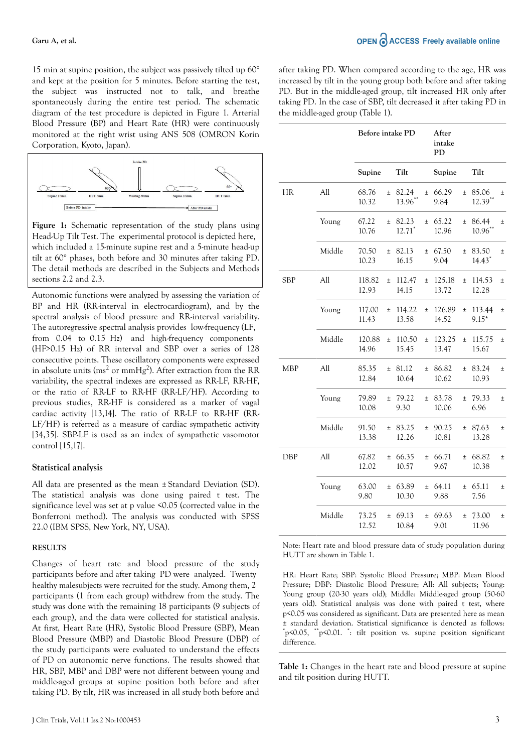15 min at supine position, the subject was passively tilted up 60° and kept at the position for 5 minutes. Before starting the test, the subject was instructed not to talk, and breathe spontaneously during the entire test period. The schematic diagram of the test procedure is depicted in Figure 1. Arterial Blood Pressure (BP) and Heart Rate (HR) were continuously monitored at the right wrist using ANS 508 (OMRON Korin Corporation, Kyoto, Japan).

**Figure 1:** Schematic representation of the study plans using Head-Up Tilt Test. The experimental protocol is depicted here, which included a 15-minute supine rest and a 5-minute head-up tilt at 60° phases, both before and 30 minutes after taking PD. The detail methods are described in the Subjects and Methods sections 2.2 and 2.3.

Autonomic functions were analyzed by assessing the variation of BP and HR (RR-interval in electrocardiogram), and by the spectral analysis of blood pressure and RR-interval variability. The autoregressive spectral analysis provides low-frequency (LF, from 0.04 to 0.15 Hz) and high-frequency components (HF>0.15 Hz) of RR interval and SBP over a series of 128 consecutive points. These oscillatory components were expressed in absolute units ($ms^2$ or $mmHg^2$). After extraction from the RR variability, the spectral indexes are expressed as RR-LF, RR-HF, or the ratio of RR-LF to RR-HF (RR-LF/HF). According to previous studies, RR-HF is considered as a marker of vagal cardiac activity [13,14]. The ratio of RR-LF to RR-HF (RR-LF/HF) is referred as a measure of cardiac sympathetic activity [34,35]. SBP-LF is used as an index of sympathetic vasomotor control [15,17].

## Statistical analysis

All data are presented as the mean ± Standard Deviation (SD). The statistical analysis was done using paired t test. The significance level was set at p value <0.05 (corrected value in the Bonferroni method). The analysis was conducted with SPSS 22.0 (IBM SPSS, New York, NY, USA).

## RESULTS

Changes of heart rate and blood pressure of the study participants before and after taking PD were analyzed. Twenty healthy malesubjects were recruited for the study. Among them, 2 participants (1 from each group) withdrew from the study. The study was done with the remaining 18 participants (9 subjects of each group), and the data were collected for statistical analysis. At first, Heart Rate (HR), Systolic Blood Pressure (SBP), Mean Blood Pressure (MBP) and Diastolic Blood Pressure (DBP) of the study participants were evaluated to understand the effects of PD on autonomic nerve functions. The results showed that HR, SBP, MBP and DBP were not different between young and middle-aged groups at supine position both before and after taking PD. By tilt, HR was increased in all study both before and after taking PD. When compared according to the age, HR was increased by tilt in the young group both before and after taking PD. But in the middle-aged group, tilt increased HR only after taking PD. In the case of SBP, tilt decreased it after taking PD in the middle-aged group (Table 1).

| | | Before intake PD | | After intake PD | |
|---|---|---|---|---|---|
| | | Supine | Tilt | Supine | Tilt |
| HR | All | 68.76 ± 10.32 | 82.24 ± 13.96** | 66.29 ± 9.84 | 85.06 ± 12.39** |
| | Young | 67.22 ± 10.76 | 82.23 ± 12.71* | 65.22 ± 10.96 | 86.44 ± 10.96** |
| | Middle | 70.50 ± 10.23 | 82.13 ± 16.15 | 67.50 ± 9.04 | 83.50 ± 14.43* |
| SBP | All | 118.82 ± 12.93 | 112.47 ± 14.15 | 125.18 ± 13.72 | 114.53 ± 12.28 |
| | Young | 117.00 ± 11.43 | 114.22 ± 13.58 | 126.89 ± 14.52 | 113.44 ± 9.15* |
| | Middle | 120.88 ± 14.96 | 110.50 ± 15.45 | 123.25 ± 13.47 | 115.75 ± 15.67 |
| MBP | All | 85.35 ± 12.84 | 81.12 ± 10.64 | 86.82 ± 10.62 | 83.24 ± 10.93 |
| | Young | 79.89 ± 10.08 | 79.22 ± 9.30 | 83.78 ± 10.06 | 79.33 ± 6.96 |
| | Middle | 91.50 ± 13.38 | 83.25 ± 12.26 | 90.25 ± 10.81 | 87.63 ± 13.28 |
| DBP | All | 67.82 ± 12.02 | 66.35 ± 10.57 | 66.71 ± 9.67 | 68.82 ± 10.38 |
| | Young | 63.00 ± 9.80 | 63.89 ± 10.30 | 64.11 ± 9.88 | 65.11 ± 7.56 |
| | Middle | 73.25 ± 12.52 | 69.13 ± 10.84 | 69.63 ± 9.01 | 73.00 ± 11.96 |

Note: Heart rate and blood pressure data of study population during HUTT are shown in Table 1.

HR: Heart Rate; SBP: Systolic Blood Pressure; MBP: Mean Blood Pressure; DBP: Diastolic Blood Pressure; All: All subjects; Young: Young group (20-30 years old); Middle: Middle-aged group (50-60 years old). Statistical analysis was done with paired t test, where p<0.05 was considered as significant. Data are presented here as mean ± standard deviation. Statistical significance is denoted as follows: *p<0.05, **p<0.01. *: tilt position vs. supine position significant difference.

**Table 1:** Changes in the heart rate and blood pressure at supine and tilt position during HUTT.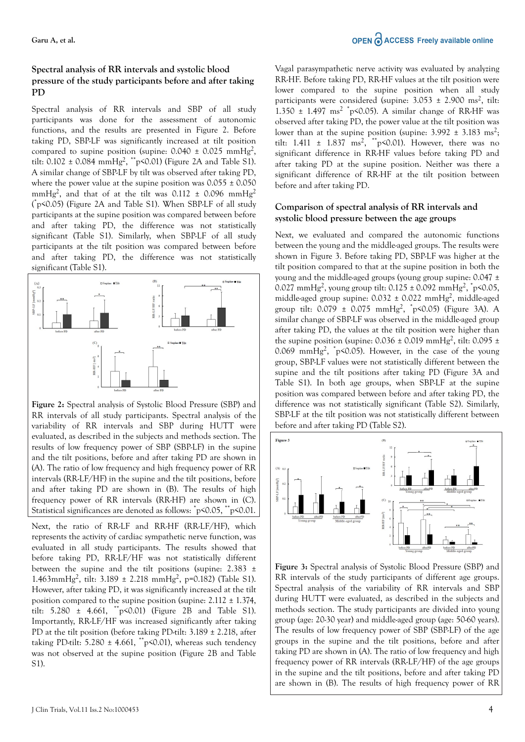## Spectral analysis of RR intervals and systolic blood pressure of the study participants before and after taking PD

Spectral analysis of RR intervals and SBP of all study participants was done for the assessment of autonomic functions, and the results are presented in Figure 2. Before taking PD, SBP-LF was significantly increased at tilt position compared to supine position (supine: 0.040 ± 0.025 $mmHg^2$, tilt: 0.102 ± 0.084 $mmHg^2$, $^{**}p<0.01$) (Figure 2A and Table S1). A similar change of SBP-LF by tilt was observed after taking PD, where the power value at the supine position was 0.055 ± 0.050 $mmHg^2$, and that of at the tilt was 0.112 ± 0.096 $mmHg^2$ ($^{*}p<0.05$) (Figure 2A and Table S1). When SBP-LF of all study participants at the supine position was compared between before and after taking PD, the difference was not statistically significant (Table S1). Similarly, when SBP-LF of all study participants at the tilt position was compared between before and after taking PD, the difference was not statistically significant (Table S1).

**Figure 2:** Spectral analysis of Systolic Blood Pressure (SBP) and RR intervals of all study participants. Spectral analysis of the variability of RR intervals and SBP during HUTT were evaluated, as described in the subjects and methods section. The results of low frequency power of SBP (SBP-LF) in the supine and the tilt positions, before and after taking PD are shown in (A). The ratio of low frequency and high frequency power of RR intervals (RR-LF/HF) in the supine and the tilt positions, before and after taking PD are shown in (B). The results of high frequency power of RR intervals (RR-HF) are shown in (C). Statistical significances are denoted as follows: $^{*}p<0.05$, $^{**}p<0.01$.

Next, the ratio of RR-LF and RR-HF (RR-LF/HF), which represents the activity of cardiac sympathetic nerve function, was evaluated in all study participants. The results showed that before taking PD, RR-LF/HF was not statistically different between the supine and the tilt positions (supine: 2.383 ± 1.463$mmHg^2$, tilt: 3.189 ± 2.218 $mmHg^2$, p=0.182) (Table S1). However, after taking PD, it was significantly increased at the tilt position compared to the supine position (supine: 2.112 ± 1.374, tilt: 5.280 ± 4.661, $^{**}p<0.01$) (Figure 2B and Table S1). Importantly, RR-LF/HF was increased significantly after taking PD at the tilt position (before taking PD-tilt: 3.189 ± 2.218, after taking PD-tilt: 5.280 ± 4.661, $^{**}p<0.01$), whereas such tendency was not observed at the supine position (Figure 2B and Table S1).

Vagal parasympathetic nerve activity was evaluated by analyzing RR-HF. Before taking PD, RR-HF values at the tilt position were lower compared to the supine position when all study participants were considered (supine: 3.053 ± 2.900 $ms^2$, tilt: 1.350 ± 1.497 $ms^2$ $^{*}p<0.05$). A similar change of RR-HF was observed after taking PD, the power value at the tilt position was lower than at the supine position (supine: 3.992 ± 3.183 $ms^2$; tilt: 1.411 ± 1.837 $ms^2$, $^{**}p<0.01$). However, there was no significant difference in RR-HF values before taking PD and after taking PD at the supine position. Neither was there a significant difference of RR-HF at the tilt position between before and after taking PD.

## Comparison of spectral analysis of RR intervals and systolic blood pressure between the age groups

Next, we evaluated and compared the autonomic functions between the young and the middle-aged groups. The results were shown in Figure 3. Before taking PD, SBP-LF was higher at the tilt position compared to that at the supine position in both the young and the middle-aged groups (young group supine: 0.047 ± 0.027 $mmHg^2$, young group tilt: 0.125 ± 0.092 $mmHg^2$, $^{*}p<0.05$, middle-aged group supine: 0.032 ± 0.022 $mmHg^2$, middle-aged group tilt: 0.079 ± 0.075 $mmHg^2$, $^{*}p<0.05$) (Figure 3A). A similar change of SBP-LF was observed in the middle-aged group after taking PD, the values at the tilt position were higher than the supine position (supine: 0.036 ± 0.019 $mmHg^2$, tilt: 0.095 ± 0.069 $mmHg^2$, $^{*}p<0.05$). However, in the case of the young group, SBP-LF values were not statistically different between the supine and the tilt positions after taking PD (Figure 3A and Table S1). In both age groups, when SBP-LF at the supine position was compared between before and after taking PD, the difference was not statistically significant (Table S2). Similarly, SBP-LF at the tilt position was not statistically different between before and after taking PD (Table S2).

**Figure 3:** Spectral analysis of Systolic Blood Pressure (SBP) and RR intervals of the study participants of different age groups. Spectral analysis of the variability of RR intervals and SBP during HUTT were evaluated, as described in the subjects and methods section. The study participants are divided into young group (age: 20-30 year) and middle-aged group (age: 50-60 years). The results of low frequency power of SBP (SBP-LF) of the age groups in the supine and the tilt positions, before and after taking PD are shown in (A). The ratio of low frequency and high frequency power of RR intervals (RR-LF/HF) of the age groups in the supine and the tilt positions, before and after taking PD are shown in (B). The results of high frequency power of RR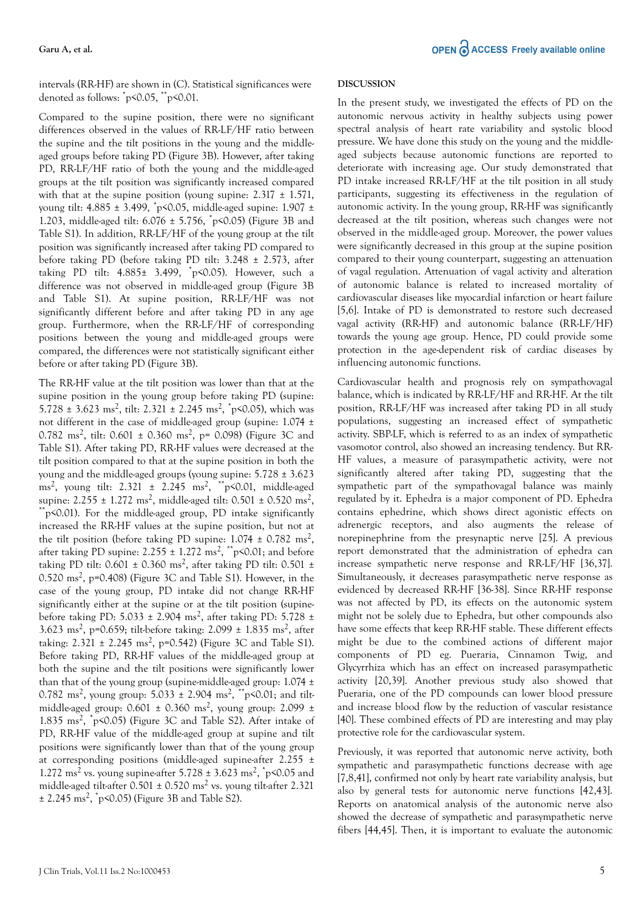intervals (RR-HF) are shown in (C). Statistical significances were denoted as follows: $^{*}p<0.05$, $^{**}p<0.01$.

Compared to the supine position, there were no significant differences observed in the values of RR-LF/HF ratio between the supine and the tilt positions in the young and the middle-aged groups before taking PD (Figure 3B). However, after taking PD, RR-LF/HF ratio of both the young and the middle-aged groups at the tilt position was significantly increased compared with that at the supine position (young supine: 2.317 ± 1.571, young tilt: 4.885 ± 3.499, $^{*}p<0.05$, middle-aged supine: 1.907 ± 1.203, middle-aged tilt: 6.076 ± 5.756, $^{*}p<0.05$) (Figure 3B and Table S1). In addition, RR-LF/HF of the young group at the tilt position was significantly increased after taking PD compared to before taking PD (before taking PD tilt: 3.248 ± 2.573, after taking PD tilt: 4.885± 3.499, $^{*}p<0.05$). However, such a difference was not observed in middle-aged group (Figure 3B and Table S1). At supine position, RR-LF/HF was not significantly different before and after taking PD in any age group. Furthermore, when the RR-LF/HF of corresponding positions between the young and middle-aged groups were compared, the differences were not statistically significant either before or after taking PD (Figure 3B).

The RR-HF value at the tilt position was lower than that at the supine position in the young group before taking PD (supine: 5.728 ± 3.623 $ms^2$, tilt: 2.321 ± 2.245 $ms^2$, $^{*}p<0.05$), which was not different in the case of middle-aged group (supine: 1.074 ± 0.782 $ms^2$, tilt: 0.601 ± 0.360 $ms^2$, p= 0.098) (Figure 3C and Table S1). After taking PD, RR-HF values were decreased at the tilt position compared to that at the supine position in both the young and the middle-aged groups (young supine: 5.728 ± 3.623 $ms^2$, young tilt: 2.321 ± 2.245 $ms^2$, $^{**}p<0.01$, middle-aged supine: 2.255 ± 1.272 $ms^2$, middle-aged tilt: 0.501 ± 0.520 $ms^2$, $^{**}p<0.01$). For the middle-aged group, PD intake significantly increased the RR-HF values at the supine position, but not at the tilt position (before taking PD supine: 1.074 ± 0.782 $ms^2$, after taking PD supine: 2.255 ± 1.272 $ms^2$, $^{**}p<0.01$; and before taking PD tilt: 0.601 ± 0.360 $ms^2$, after taking PD tilt: 0.501 ± 0.520 $ms^2$, p=0.408) (Figure 3C and Table S1). However, in the case of the young group, PD intake did not change RR-HF significantly either at the supine or at the tilt position (supine-before taking PD: 5.033 ± 2.904 $ms^2$, after taking PD: 5.728 ± 3.623 $ms^2$, p=0.659; tilt-before taking: 2.099 ± 1.835 $ms^2$, after taking: 2.321 ± 2.245 $ms^2$, p=0.542) (Figure 3C and Table S1). Before taking PD, RR-HF values of the middle-aged group at both the supine and the tilt positions were significantly lower than that of the young group (supine-middle-aged group: 1.074 ± 0.782 $ms^2$, young group: 5.033 ± 2.904 $ms^2$, $^{**}p<0.01$; and tilt-middle-aged group: 0.601 ± 0.360 $ms^2$, young group: 2.099 ± 1.835 $ms^2$, $^{*}p<0.05$) (Figure 3C and Table S2). After intake of PD, RR-HF value of the middle-aged group at supine and tilt positions were significantly lower than that of the young group at corresponding positions (middle-aged supine-after 2.255 ± 1.272 $ms^2$ vs. young supine-after 5.728 ± 3.623 $ms^2$, $^{*}p<0.05$ and middle-aged tilt-after 0.501 ± 0.520 $ms^2$ vs. young tilt-after 2.321 ± 2.245 $ms^2$, $^{*}p<0.05$) (Figure 3B and Table S2).

## DISCUSSION

In the present study, we investigated the effects of PD on the autonomic nervous activity in healthy subjects using power spectral analysis of heart rate variability and systolic blood pressure. We have done this study on the young and the middle-aged subjects because autonomic functions are reported to deteriorate with increasing age. Our study demonstrated that PD intake increased RR-LF/HF at the tilt position in all study participants, suggesting its effectiveness in the regulation of autonomic activity. In the young group, RR-HF was significantly decreased at the tilt position, whereas such changes were not observed in the middle-aged group. Moreover, the power values were significantly decreased in this group at the supine position compared to their young counterpart, suggesting an attenuation of vagal regulation. Attenuation of vagal activity and alteration of autonomic balance is related to increased mortality of cardiovascular diseases like myocardial infarction or heart failure [5,6]. Intake of PD is demonstrated to restore such decreased vagal activity (RR-HF) and autonomic balance (RR-LF/HF) towards the young age group. Hence, PD could provide some protection in the age-dependent risk of cardiac diseases by influencing autonomic functions.

Cardiovascular health and prognosis rely on sympathovagal balance, which is indicated by RR-LF/HF and RR-HF. At the tilt position, RR-LF/HF was increased after taking PD in all study populations, suggesting an increased effect of sympathetic activity. SBP-LF, which is referred to as an index of sympathetic vasomotor control, also showed an increasing tendency. But RR-HF values, a measure of parasympathetic activity, were not significantly altered after taking PD, suggesting that the sympathetic part of the sympathovagal balance was mainly regulated by it. Ephedra is a major component of PD. Ephedra contains ephedrine, which shows direct agonistic effects on adrenergic receptors, and also augments the release of norepinephrine from the presynaptic nerve [25]. A previous report demonstrated that the administration of ephedra can increase sympathetic nerve response and RR-LF/HF [36,37]. Simultaneously, it decreases parasympathetic nerve response as evidenced by decreased RR-HF [36-38]. Since RR-HF response was not affected by PD, its effects on the autonomic system might not be solely due to Ephedra, but other compounds also have some effects that keep RR-HF stable. These different effects might be due to the combined actions of different major components of PD eg. Pueraria, Cinnamon Twig, and Glycyrrhiza which has an effect on increased parasympathetic activity [20,39]. Another previous study also showed that Pueraria, one of the PD compounds can lower blood pressure and increase blood flow by the reduction of vascular resistance [40]. These combined effects of PD are interesting and may play protective role for the cardiovascular system.

Previously, it was reported that autonomic nerve activity, both sympathetic and parasympathetic functions decrease with age [7,8,41], confirmed not only by heart rate variability analysis, but also by general tests for autonomic nerve functions [42,43]. Reports on anatomical analysis of the autonomic nerve also showed the decrease of sympathetic and parasympathetic nerve fibers [44,45]. Then, it is important to evaluate the autonomic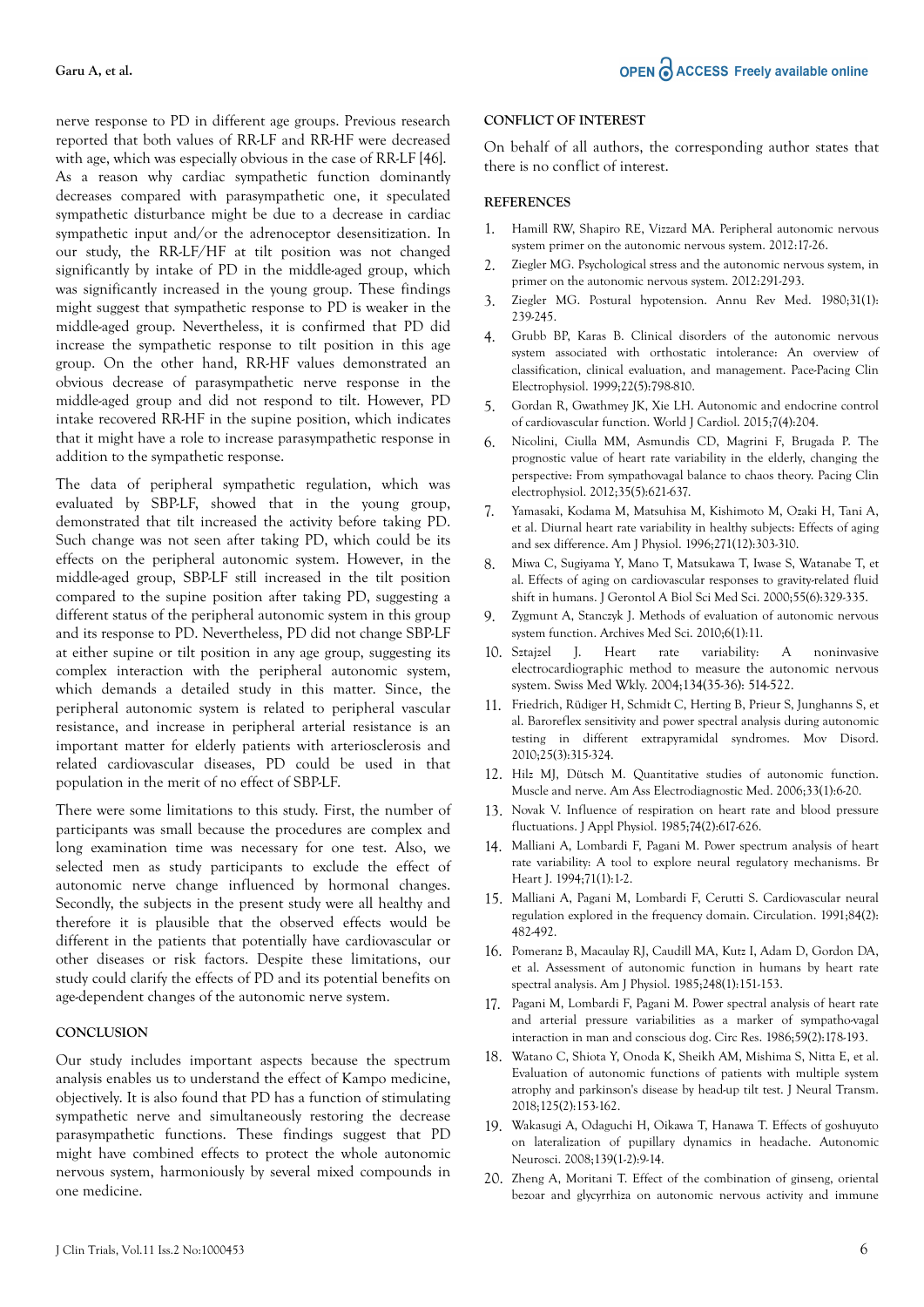nerve response to PD in different age groups. Previous research reported that both values of RR-LF and RR-HF were decreased with age, which was especially obvious in the case of RR-LF [46]. As a reason why cardiac sympathetic function dominantly decreases compared with parasympathetic one, it speculated sympathetic disturbance might be due to a decrease in cardiac sympathetic input and/or the adrenoceptor desensitization. In our study, the RR-LF/HF at tilt position was not changed significantly by intake of PD in the middle-aged group, which was significantly increased in the young group. These findings might suggest that sympathetic response to PD is weaker in the middle-aged group. Nevertheless, it is confirmed that PD did increase the sympathetic response to tilt position in this age group. On the other hand, RR-HF values demonstrated an obvious decrease of parasympathetic nerve response in the middle-aged group and did not respond to tilt. However, PD intake recovered RR-HF in the supine position, which indicates that it might have a role to increase parasympathetic response in addition to the sympathetic response.

The data of peripheral sympathetic regulation, which was evaluated by SBP-LF, showed that in the young group, demonstrated that tilt increased the activity before taking PD. Such change was not seen after taking PD, which could be its effects on the peripheral autonomic system. However, in the middle-aged group, SBP-LF still increased in the tilt position compared to the supine position after taking PD, suggesting a different status of the peripheral autonomic system in this group and its response to PD. Nevertheless, PD did not change SBP-LF at either supine or tilt position in any age group, suggesting its complex interaction with the peripheral autonomic system, which demands a detailed study in this matter. Since, the peripheral autonomic system is related to peripheral vascular resistance, and increase in peripheral arterial resistance is an important matter for elderly patients with arteriosclerosis and related cardiovascular diseases, PD could be used in that population in the merit of no effect of SBP-LF.

There were some limitations to this study. First, the number of participants was small because the procedures are complex and long examination time was necessary for one test. Also, we selected men as study participants to exclude the effect of autonomic nerve change influenced by hormonal changes. Secondly, the subjects in the present study were all healthy and therefore it is plausible that the observed effects would be different in the patients that potentially have cardiovascular or other diseases or risk factors. Despite these limitations, our study could clarify the effects of PD and its potential benefits on age-dependent changes of the autonomic nerve system.

## CONCLUSION

Our study includes important aspects because the spectrum analysis enables us to understand the effect of Kampo medicine, objectively. It is also found that PD has a function of stimulating sympathetic nerve and simultaneously restoring the decrease parasympathetic functions. These findings suggest that PD might have combined effects to protect the whole autonomic nervous system, harmoniously by several mixed compounds in one medicine.

## CONFLICT OF INTEREST

On behalf of all authors, the corresponding author states that there is no conflict of interest.

## REFERENCES

1. Hamill RW, Shapiro RE, Vizzard MA. Peripheral autonomic nervous system primer on the autonomic nervous system. 2012:17-26.
2. Ziegler MG. Psychological stress and the autonomic nervous system, in primer on the autonomic nervous system. 2012:291-293.
3. Ziegler MG. Postural hypotension. Annu Rev Med. 1980;31(1): 239-245.
4. Grubb BP, Karas B. Clinical disorders of the autonomic nervous system associated with orthostatic intolerance: An overview of classification, clinical evaluation, and management. Pace-Pacing Clin Electrophysiol. 1999;22(5):798-810.
5. Gordan R, Gwathmey JK, Xie LH. Autonomic and endocrine control of cardiovascular function. World J Cardiol. 2015;7(4):204.
6. Nicolini, Ciulla MM, Asmundis CD, Magrini F, Brugada P. The prognostic value of heart rate variability in the elderly, changing the perspective: From sympathovagal balance to chaos theory. Pacing Clin electrophysiol. 2012;35(5):621-637.
7. Yamasaki, Kodama M, Matsuhisa M, Kishimoto M, Ozaki H, Tani A, et al. Diurnal heart rate variability in healthy subjects: Effects of aging and sex difference. Am J Physiol. 1996;271(12):303-310.
8. Miwa C, Sugiyama Y, Mano T, Matsukawa T, Iwase S, Watanabe T, et al. Effects of aging on cardiovascular responses to gravity-related fluid shift in humans. J Gerontol A Biol Sci Med Sci. 2000;55(6):329-335.
9. Zygmunt A, Stanczyk J. Methods of evaluation of autonomic nervous system function. Archives Med Sci. 2010;6(1):11.
10. Sztajzel J. Heart rate variability: A noninvasive electrocardiographic method to measure the autonomic nervous system. Swiss Med Wkly. 2004;134(35-36): 514-522.
11. Friedrich, Rüdiger H, Schmidt C, Herting B, Prieur S, Junghanns S, et al. Baroreflex sensitivity and power spectral analysis during autonomic testing in different extrapyramidal syndromes. Mov Disord. 2010;25(3):315-324.
12. Hilz MJ, Dütsch M. Quantitative studies of autonomic function. Muscle and nerve. Am Ass Electrodiagnostic Med. 2006;33(1):6-20.
13. Novak V. Influence of respiration on heart rate and blood pressure fluctuations. J Appl Physiol. 1985;74(2):617-626.
14. Malliani A, Lombardi F, Pagani M. Power spectrum analysis of heart rate variability: A tool to explore neural regulatory mechanisms. Br Heart J. 1994;71(1):1-2.
15. Malliani A, Pagani M, Lombardi F, Cerutti S. Cardiovascular neural regulation explored in the frequency domain. Circulation. 1991;84(2): 482-492.
16. Pomeranz B, Macaulay RJ, Caudill MA, Kutz I, Adam D, Gordon DA, et al. Assessment of autonomic function in humans by heart rate spectral analysis. Am J Physiol. 1985;248(1):151-153.
17. Pagani M, Lombardi F, Pagani M. Power spectral analysis of heart rate and arterial pressure variabilities as a marker of sympatho-vagal interaction in man and conscious dog. Circ Res. 1986;59(2):178-193.
18. Watano C, Shiota Y, Onoda K, Sheikh AM, Mishima S, Nitta E, et al. Evaluation of autonomic functions of patients with multiple system atrophy and parkinson's disease by head-up tilt test. J Neural Transm. 2018;125(2):153-162.
19. Wakasugi A, Odaguchi H, Oikawa T, Hanawa T. Effects of goshuyuto on lateralization of pupillary dynamics in headache. Autonomic Neurosci. 2008;139(1-2):9-14.
20. Zheng A, Moritani T. Effect of the combination of ginseng, oriental bezoar and glycyrrhiza on autonomic nervous activity and immune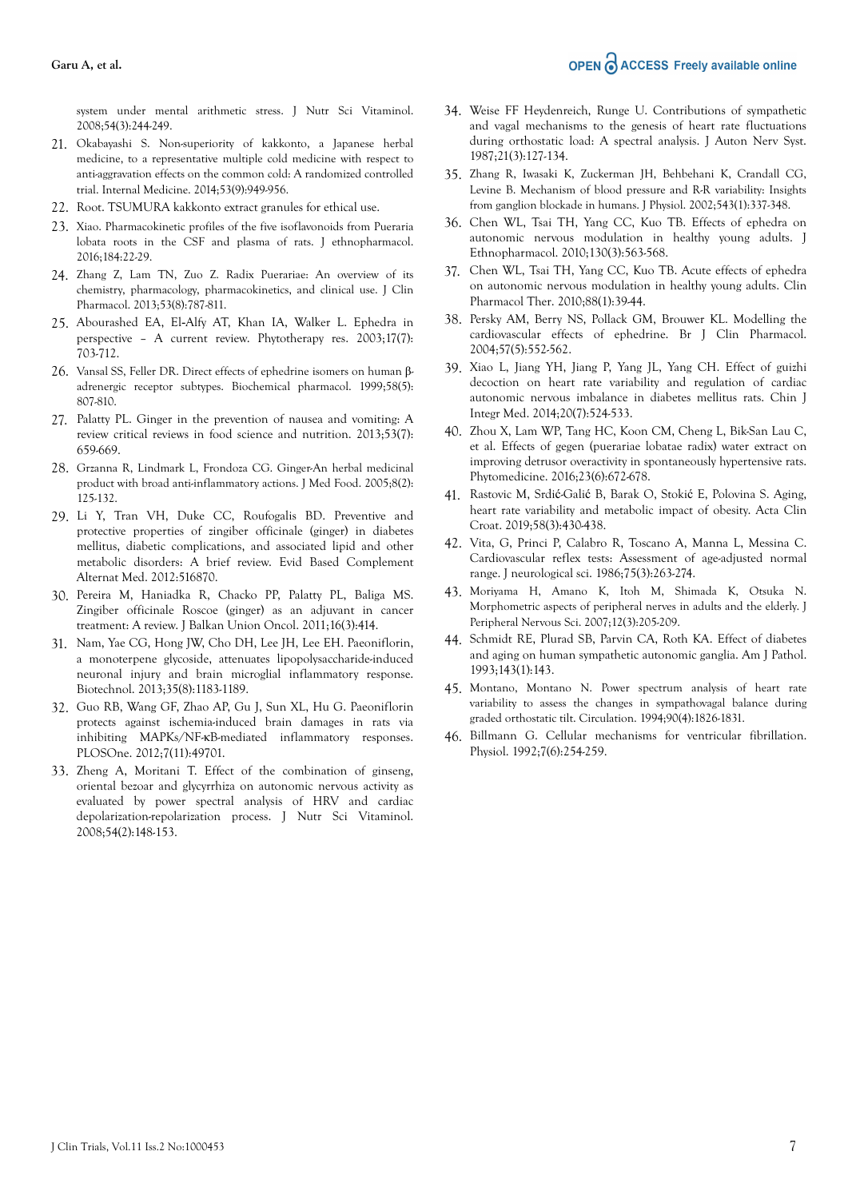system under mental arithmetic stress. J Nutr Sci Vitaminol. 2008;54(3):244-249.

21. Okabayashi S. Non-superiority of kakkonto, a Japanese herbal medicine, to a representative multiple cold medicine with respect to anti-aggravation effects on the common cold: A randomized controlled trial. Internal Medicine. 2014;53(9):949-956.
22. Root. TSUMURA kakkonto extract granules for ethical use.
23. Xiao. Pharmacokinetic profiles of the five isoflavonoids from Pueraria lobata roots in the CSF and plasma of rats. J ethnopharmacol. 2016;184:22-29.
24. Zhang Z, Lam TN, Zuo Z. Radix Puerariae: An overview of its chemistry, pharmacology, pharmacokinetics, and clinical use. J Clin Pharmacol. 2013;53(8):787-811.
25. Abourashed EA, El-Alfy AT, Khan IA, Walker L. Ephedra in perspective – A current review. Phytotherapy res. 2003;17(7): 703-712.
26. Vansal SS, Feller DR. Direct effects of ephedrine isomers on human β-adrenergic receptor subtypes. Biochemical pharmacol. 1999;58(5): 807-810.
27. Palatty PL. Ginger in the prevention of nausea and vomiting: A review critical reviews in food science and nutrition. 2013;53(7): 659-669.
28. Grzanna R, Lindmark L, Frondoza CG. Ginger-An herbal medicinal product with broad anti-inflammatory actions. J Med Food. 2005;8(2): 125-132.
29. Li Y, Tran VH, Duke CC, Roufogalis BD. Preventive and protective properties of zingiber officinale (ginger) in diabetes mellitus, diabetic complications, and associated lipid and other metabolic disorders: A brief review. Evid Based Complement Alternat Med. 2012:516870.
30. Pereira M, Haniadka R, Chacko PP, Palatty PL, Baliga MS. Zingiber officinale Roscoe (ginger) as an adjuvant in cancer treatment: A review. J Balkan Union Oncol. 2011;16(3):414.
31. Nam, Yae CG, Hong JW, Cho DH, Lee JH, Lee EH. Paeoniflorin, a monoterpene glycoside, attenuates lipopolysaccharide-induced neuronal injury and brain microglial inflammatory response. Biotechnol. 2013;35(8):1183-1189.
32. Guo RB, Wang GF, Zhao AP, Gu J, Sun XL, Hu G. Paeoniflorin protects against ischemia-induced brain damages in rats via inhibiting MAPKs/NF-κB-mediated inflammatory responses. PLOSOne. 2012;7(11):49701.
33. Zheng A, Moritani T. Effect of the combination of ginseng, oriental bezoar and glycyrrhiza on autonomic nervous activity as evaluated by power spectral analysis of HRV and cardiac depolarization-repolarization process. J Nutr Sci Vitaminol. 2008;54(2):148-153.
34. Weise FF Heydenreich, Runge U. Contributions of sympathetic and vagal mechanisms to the genesis of heart rate fluctuations during orthostatic load: A spectral analysis. J Auton Nerv Syst. 1987;21(3):127-134.
35. Zhang R, Iwasaki K, Zuckerman JH, Behbehani K, Crandall CG, Levine B. Mechanism of blood pressure and R-R variability: Insights from ganglion blockade in humans. J Physiol. 2002;543(1):337-348.
36. Chen WL, Tsai TH, Yang CC, Kuo TB. Effects of ephedra on autonomic nervous modulation in healthy young adults. J Ethnopharmacol. 2010;130(3):563-568.
37. Chen WL, Tsai TH, Yang CC, Kuo TB. Acute effects of ephedra on autonomic nervous modulation in healthy young adults. Clin Pharmacol Ther. 2010;88(1):39-44.
38. Persky AM, Berry NS, Pollack GM, Brouwer KL. Modelling the cardiovascular effects of ephedrine. Br J Clin Pharmacol. 2004;57(5):552-562.
39. Xiao L, Jiang YH, Jiang P, Yang JL, Yang CH. Effect of guizhi decoction on heart rate variability and regulation of cardiac autonomic nervous imbalance in diabetes mellitus rats. Chin J Integr Med. 2014;20(7):524-533.
40. Zhou X, Lam WP, Tang HC, Koon CM, Cheng L, Bik-San Lau C, et al. Effects of gegen (puerariae lobatae radix) water extract on improving detrusor overactivity in spontaneously hypertensive rats. Phytomedicine. 2016;23(6):672-678.
41. Rastovic M, Srdić-Galić B, Barak O, Stokić E, Polovina S. Aging, heart rate variability and metabolic impact of obesity. Acta Clin Croat. 2019;58(3):430-438.
42. Vita, G, Princi P, Calabro R, Toscano A, Manna L, Messina C. Cardiovascular reflex tests: Assessment of age-adjusted normal range. J neurological sci. 1986;75(3):263-274.
43. Moriyama H, Amano K, Itoh M, Shimada K, Otsuka N. Morphometric aspects of peripheral nerves in adults and the elderly. J Peripheral Nervous Sci. 2007;12(3):205-209.
44. Schmidt RE, Plurad SB, Parvin CA, Roth KA. Effect of diabetes and aging on human sympathetic autonomic ganglia. Am J Pathol. 1993;143(1):143.
45. Montano, Montano N. Power spectrum analysis of heart rate variability to assess the changes in sympathovagal balance during graded orthostatic tilt. Circulation. 1994;90(4):1826-1831.
46. Billmann G. Cellular mechanisms for ventricular fibrillation. Physiol. 1992;7(6):254-259.